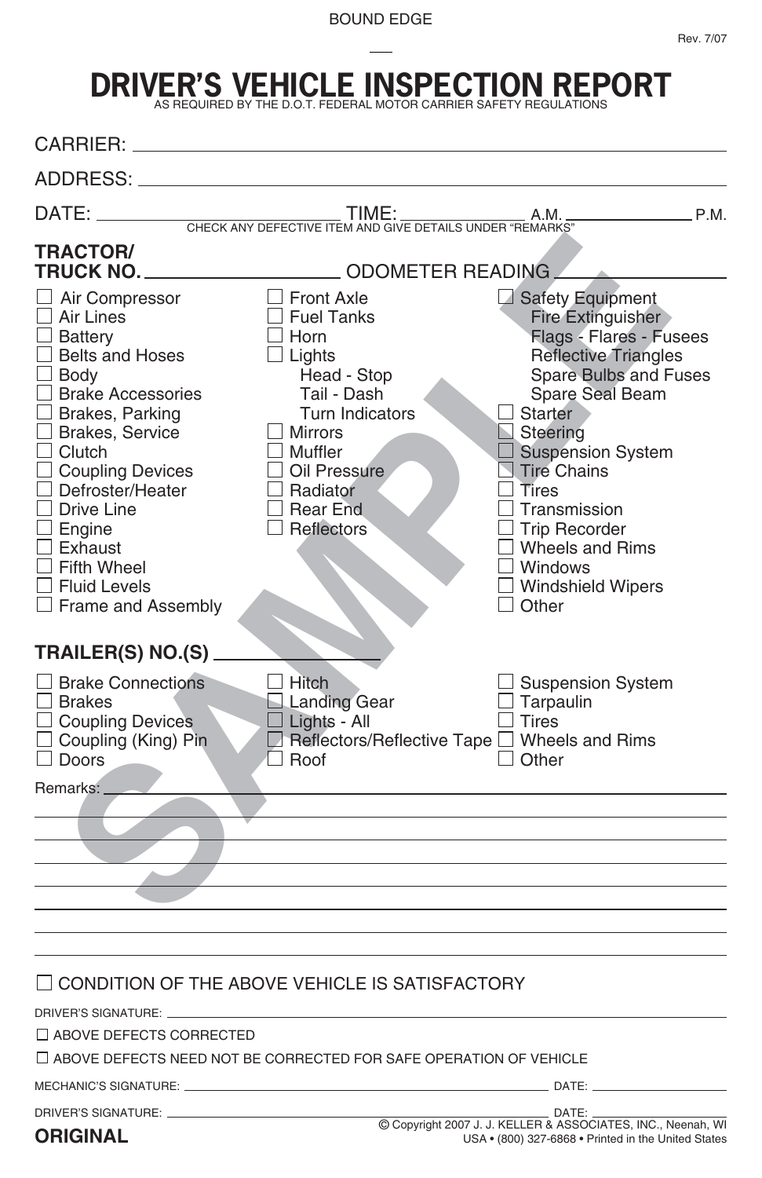BOUND EDGE

Rev. 7/07

# DRIVER'S VEHICLE INSPECTION REPORT

AS REQUIRED BY THE D.O.T. FEDERAL MOTOR CARRIER SAFETY REGULATIONS

CARRIER: ______________________________

ADDRESS: ______________________________

DATE: ____________ TIME: ____________ A.M. ____________ P.M.

CHECK ANY DEFECTIVE ITEM AND GIVE DETAILS UNDER "REMARKS"

**TRACTOR/ TRUCK NO.** ____________ ODOMETER READING ____________

- ☐ Air Compressor
- ☐ Air Lines
- ☐ Battery
- ☐ Belts and Hoses
- ☐ Body
- ☐ Brake Accessories
- ☐ Brakes, Parking
- ☐ Brakes, Service
- ☐ Clutch
- ☐ Coupling Devices
- ☐ Defroster/Heater
- ☐ Drive Line
- ☐ Engine
- ☐ Exhaust
- ☐ Fifth Wheel
- ☐ Fluid Levels
- ☐ Frame and Assembly
- ☐ Front Axle
- ☐ Fuel Tanks
- ☐ Horn
- ☐ Lights
  - Head - Stop
  - Tail - Dash
  - Turn Indicators
- ☐ Mirrors
- ☐ Muffler
- ☐ Oil Pressure
- ☐ Radiator
- ☐ Rear End
- ☐ Reflectors
- ☐ Safety Equipment
  - Fire Extinguisher
  - Flags - Flares - Fusees
  - Reflective Triangles
  - Spare Bulbs and Fuses
  - Spare Seal Beam
- ☐ Starter
- ☐ Steering
- ☐ Suspension System
- ☐ Tire Chains
- ☐ Tires
- ☐ Transmission
- ☐ Trip Recorder
- ☐ Wheels and Rims
- ☐ Windows
- ☐ Windshield Wipers
- ☐ Other

**TRAILER(S) NO.(S)** ____________

- ☐ Brake Connections
- ☐ Brakes
- ☐ Coupling Devices
- ☐ Coupling (King) Pin
- ☐ Doors
- ☐ Hitch
- ☐ Landing Gear
- ☐ Lights - All
- ☐ Reflectors/Reflective Tape
- ☐ Roof
- ☐ Suspension System
- ☐ Tarpaulin
- ☐ Tires
- ☐ Wheels and Rims
- ☐ Other

Remarks: ______________________________

☐ CONDITION OF THE ABOVE VEHICLE IS SATISFACTORY

DRIVER'S SIGNATURE: ______________________________

☐ ABOVE DEFECTS CORRECTED

☐ ABOVE DEFECTS NEED NOT BE CORRECTED FOR SAFE OPERATION OF VEHICLE

MECHANIC'S SIGNATURE: ____________________ DATE: ____________

DRIVER'S SIGNATURE: ____________________ DATE: ____________

**ORIGINAL**

© Copyright 2007 J. J. KELLER & ASSOCIATES, INC., Neenah, WI USA • (800) 327-6868 • Printed in the United States

SAMPLE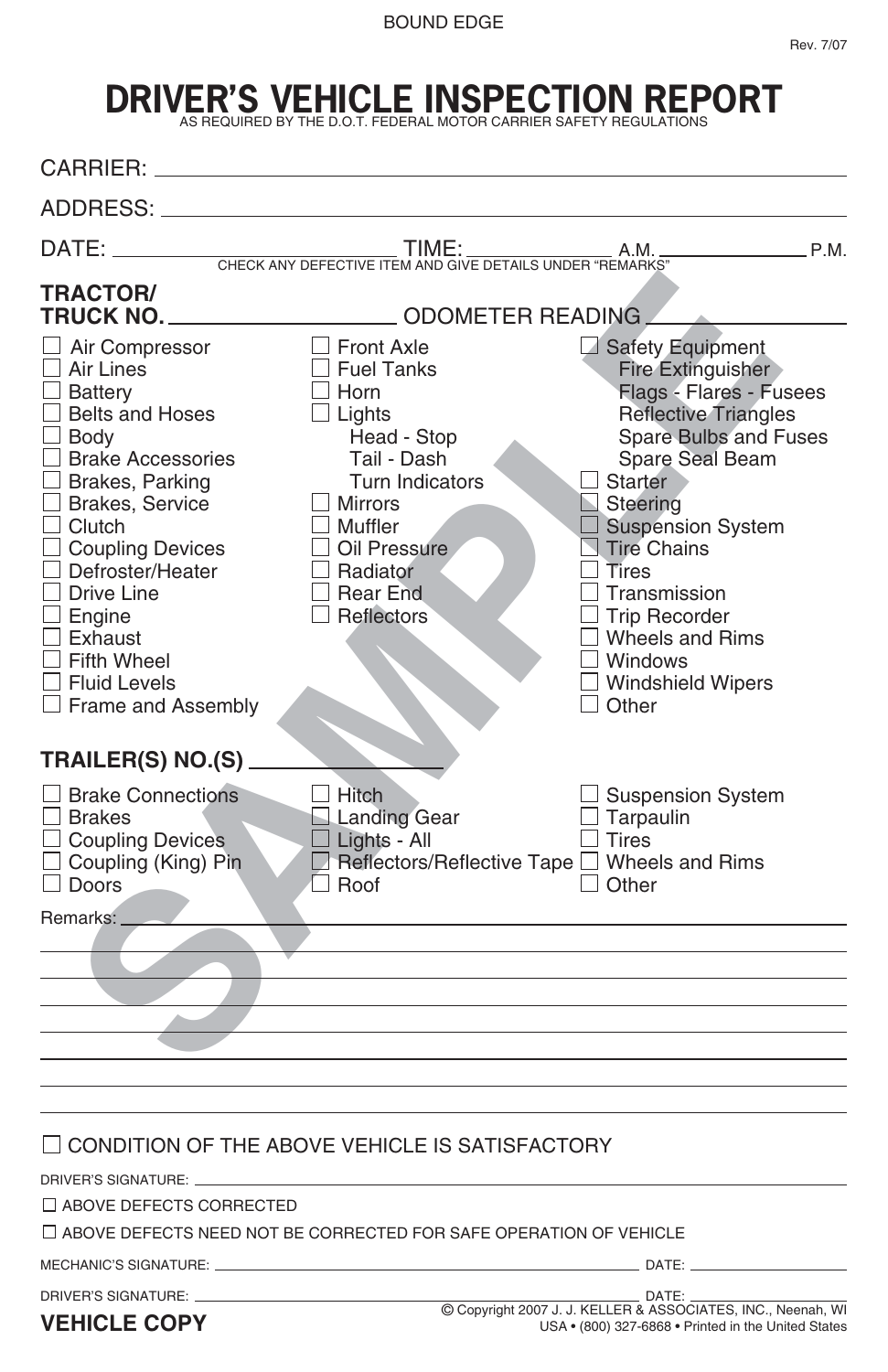BOUND EDGE

Rev. 7/07

# DRIVER'S VEHICLE INSPECTION REPORT

AS REQUIRED BY THE D.O.T. FEDERAL MOTOR CARRIER SAFETY REGULATIONS

CARRIER: ______________________________

ADDRESS: ______________________________

DATE: ______________ TIME: __________ A.M. __________ P.M.

CHECK ANY DEFECTIVE ITEM AND GIVE DETAILS UNDER "REMARKS"

**TRACTOR/ TRUCK NO.** ______________ ODOMETER READING ______________

- ☐ Air Compressor
- ☐ Air Lines
- ☐ Battery
- ☐ Belts and Hoses
- ☐ Body
- ☐ Brake Accessories
- ☐ Brakes, Parking
- ☐ Brakes, Service
- ☐ Clutch
- ☐ Coupling Devices
- ☐ Defroster/Heater
- ☐ Drive Line
- ☐ Engine
- ☐ Exhaust
- ☐ Fifth Wheel
- ☐ Fluid Levels
- ☐ Frame and Assembly
- ☐ Front Axle
- ☐ Fuel Tanks
- ☐ Horn
- ☐ Lights
  - Head - Stop
  - Tail - Dash
  - Turn Indicators
- ☐ Mirrors
- ☐ Muffler
- ☐ Oil Pressure
- ☐ Radiator
- ☐ Rear End
- ☐ Reflectors
- ☐ Safety Equipment
  - Fire Extinguisher
  - Flags - Flares - Fusees
  - Reflective Triangles
  - Spare Bulbs and Fuses
  - Spare Seal Beam
- ☐ Starter
- ☐ Steering
- ☐ Suspension System
- ☐ Tire Chains
- ☐ Tires
- ☐ Transmission
- ☐ Trip Recorder
- ☐ Wheels and Rims
- ☐ Windows
- ☐ Windshield Wipers
- ☐ Other

**TRAILER(S) NO.(S)** ______________

- ☐ Brake Connections
- ☐ Brakes
- ☐ Coupling Devices
- ☐ Coupling (King) Pin
- ☐ Doors
- ☐ Hitch
- ☐ Landing Gear
- ☐ Lights - All
- ☐ Reflectors/Reflective Tape
- ☐ Roof
- ☐ Suspension System
- ☐ Tarpaulin
- ☐ Tires
- ☐ Wheels and Rims
- ☐ Other

Remarks: ______________________________

☐ CONDITION OF THE ABOVE VEHICLE IS SATISFACTORY

DRIVER'S SIGNATURE: ______________________________

☐ ABOVE DEFECTS CORRECTED

☐ ABOVE DEFECTS NEED NOT BE CORRECTED FOR SAFE OPERATION OF VEHICLE

MECHANIC'S SIGNATURE: ______________________________ DATE: ______________

DRIVER'S SIGNATURE: ______________________________ DATE: ______________

**VEHICLE COPY**

© Copyright 2007 J. J. KELLER & ASSOCIATES, INC., Neenah, WI USA • (800) 327-6868 • Printed in the United States

SAMPLE